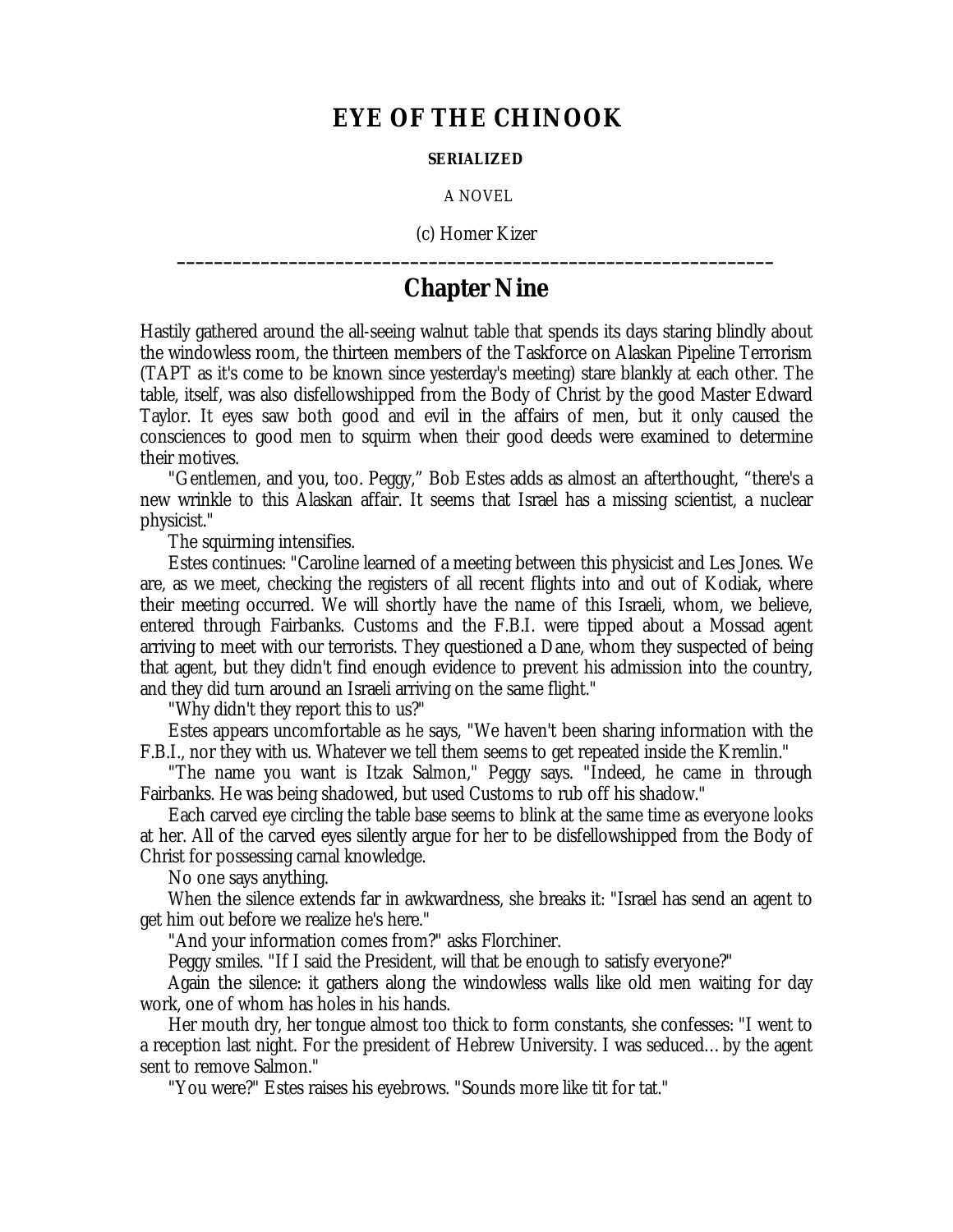# EYE OF THE CHINOOK

**SERIALIZED**

A NOVEL

(c) Homer Kizer

---

## Chapter Nine

Hastily gathered around the all-seeing walnut table that spends its days staring blindly about the windowless room, the thirteen members of the Taskforce on Alaskan Pipeline Terrorism (TAPT as it's come to be known since yesterday's meeting) stare blankly at each other. The table, itself, was also disfellowshipped from the Body of Christ by the good Master Edward Taylor. It eyes saw both good and evil in the affairs of men, but it only caused the consciences to good men to squirm when their good deeds were examined to determine their motives.

"Gentlemen, and you, too. Peggy," Bob Estes adds as almost an afterthought, "there's a new wrinkle to this Alaskan affair. It seems that Israel has a missing scientist, a nuclear physicist."

The squirming intensifies.

Estes continues: "Caroline learned of a meeting between this physicist and Les Jones. We are, as we meet, checking the registers of all recent flights into and out of Kodiak, where their meeting occurred. We will shortly have the name of this Israeli, whom, we believe, entered through Fairbanks. Customs and the F.B.I. were tipped about a Mossad agent arriving to meet with our terrorists. They questioned a Dane, whom they suspected of being that agent, but they didn't find enough evidence to prevent his admission into the country, and they did turn around an Israeli arriving on the same flight."

"Why didn't they report this to us?"

Estes appears uncomfortable as he says, "We haven't been sharing information with the F.B.I., nor they with us. Whatever we tell them seems to get repeated inside the Kremlin."

"The name you want is Itzak Salmon," Peggy says. "Indeed, he came in through Fairbanks. He was being shadowed, but used Customs to rub off his shadow."

Each carved eye circling the table base seems to blink at the same time as everyone looks at her. All of the carved eyes silently argue for her to be disfellowshipped from the Body of Christ for possessing carnal knowledge.

No one says anything.

When the silence extends far in awkwardness, she breaks it: "Israel has send an agent to get him out before we realize he's here."

"And your information comes from?" asks Florchiner.

Peggy smiles. "If I said the President, will that be enough to satisfy everyone?"

Again the silence: it gathers along the windowless walls like old men waiting for day work, one of whom has holes in his hands.

Her mouth dry, her tongue almost too thick to form constants, she confesses: "I went to a reception last night. For the president of Hebrew University. I was seduced… by the agent sent to remove Salmon."

"You were?" Estes raises his eyebrows. "Sounds more like tit for tat."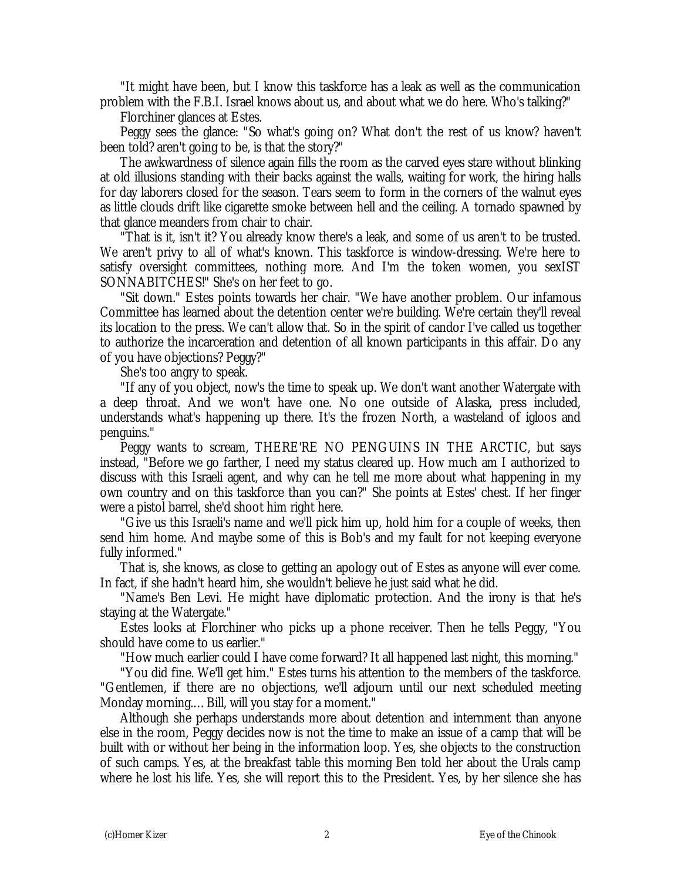"It might have been, but I know this taskforce has a leak as well as the communication problem with the F.B.I. Israel knows about us, and about what we do here. Who's talking?"

Florchiner glances at Estes.

Peggy sees the glance: "So what's going on? What don't the rest of us know? haven't been told? aren't going to be, is that the story?"

The awkwardness of silence again fills the room as the carved eyes stare without blinking at old illusions standing with their backs against the walls, waiting for work, the hiring halls for day laborers closed for the season. Tears seem to form in the corners of the walnut eyes as little clouds drift like cigarette smoke between hell and the ceiling. A tornado spawned by that glance meanders from chair to chair.

"That is it, isn't it? You already know there's a leak, and some of us aren't to be trusted. We aren't privy to all of what's known. This taskforce is window-dressing. We're here to satisfy oversight committees, nothing more. And I'm the token women, you sexIST SONNABITCHES!" She's on her feet to go.

"Sit down." Estes points towards her chair. "We have another problem. Our infamous Committee has learned about the detention center we're building. We're certain they'll reveal its location to the press. We can't allow that. So in the spirit of candor I've called us together to authorize the incarceration and detention of all known participants in this affair. Do any of you have objections? Peggy?"

She's too angry to speak.

"If any of you object, now's the time to speak up. We don't want another Watergate with a deep throat. And we won't have one. No one outside of Alaska, press included, understands what's happening up there. It's the frozen North, a wasteland of igloos and penguins."

Peggy wants to scream, THERE'RE NO PENGUINS IN THE ARCTIC, but says instead, "Before we go farther, I need my status cleared up. How much am I authorized to discuss with this Israeli agent, and why can he tell me more about what happening in my own country and on this taskforce than you can?" She points at Estes' chest. If her finger were a pistol barrel, she'd shoot him right here.

"Give us this Israeli's name and we'll pick him up, hold him for a couple of weeks, then send him home. And maybe some of this is Bob's and my fault for not keeping everyone fully informed."

That is, she knows, as close to getting an apology out of Estes as anyone will ever come. In fact, if she hadn't heard him, she wouldn't believe he just said what he did.

"Name's Ben Levi. He might have diplomatic protection. And the irony is that he's staying at the Watergate."

Estes looks at Florchiner who picks up a phone receiver. Then he tells Peggy, "You should have come to us earlier."

"How much earlier could I have come forward? It all happened last night, this morning."

"You did fine. We'll get him." Estes turns his attention to the members of the taskforce. "Gentlemen, if there are no objections, we'll adjourn until our next scheduled meeting Monday morning.... Bill, will you stay for a moment."

Although she perhaps understands more about detention and internment than anyone else in the room, Peggy decides now is not the time to make an issue of a camp that will be built with or without her being in the information loop. Yes, she objects to the construction of such camps. Yes, at the breakfast table this morning Ben told her about the Urals camp where he lost his life. Yes, she will report this to the President. Yes, by her silence she has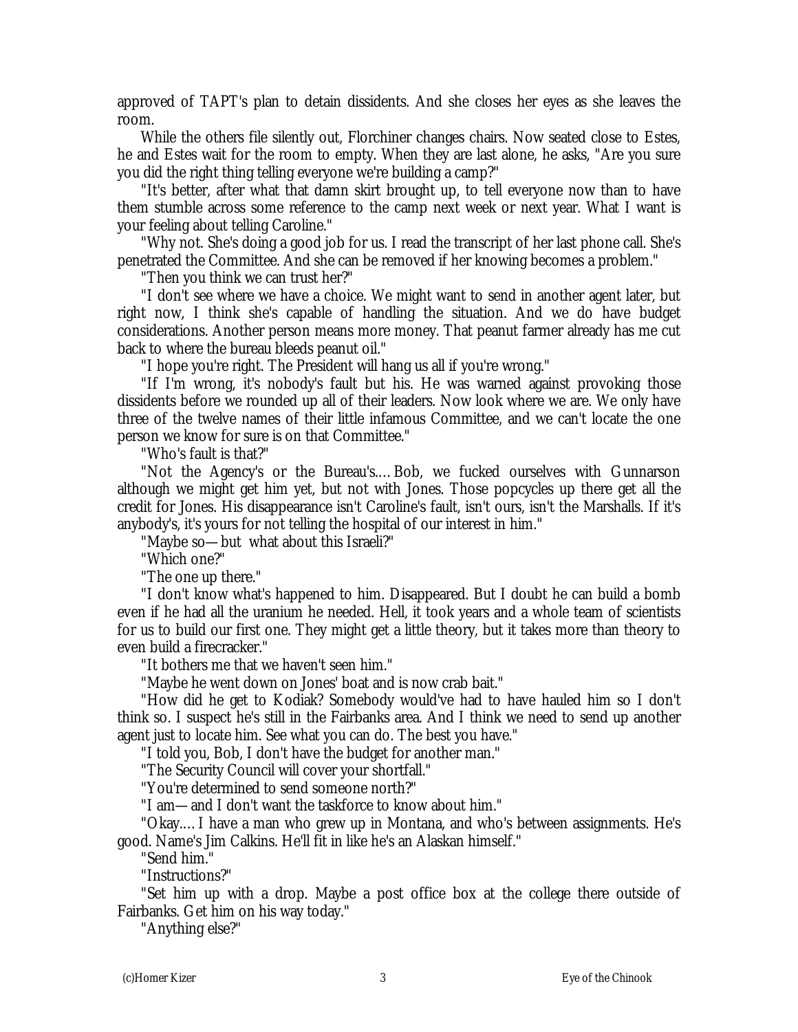approved of TAPT's plan to detain dissidents. And she closes her eyes as she leaves the room.

While the others file silently out, Florchiner changes chairs. Now seated close to Estes, he and Estes wait for the room to empty. When they are last alone, he asks, "Are you sure you did the right thing telling everyone we're building a camp?"

"It's better, after what that damn skirt brought up, to tell everyone now than to have them stumble across some reference to the camp next week or next year. What I want is your feeling about telling Caroline."

"Why not. She's doing a good job for us. I read the transcript of her last phone call. She's penetrated the Committee. And she can be removed if her knowing becomes a problem."

"Then you think we can trust her?"

"I don't see where we have a choice. We might want to send in another agent later, but right now, I think she's capable of handling the situation. And we do have budget considerations. Another person means more money. That peanut farmer already has me cut back to where the bureau bleeds peanut oil."

"I hope you're right. The President will hang us all if you're wrong."

"If I'm wrong, it's nobody's fault but his. He was warned against provoking those dissidents before we rounded up all of their leaders. Now look where we are. We only have three of the twelve names of their little infamous Committee, and we can't locate the one person we know for sure is on that Committee."

"Who's fault is that?"

"Not the Agency's or the Bureau's.... Bob, we fucked ourselves with Gunnarson although we might get him yet, but not with Jones. Those popcycles up there get all the credit for Jones. His disappearance isn't Caroline's fault, isn't ours, isn't the Marshalls. If it's anybody's, it's yours for not telling the hospital of our interest in him."

"Maybe so—but what about this Israeli?"

"Which one?"

"The one up there."

"I don't know what's happened to him. Disappeared. But I doubt he can build a bomb even if he had all the uranium he needed. Hell, it took years and a whole team of scientists for us to build our first one. They might get a little theory, but it takes more than theory to even build a firecracker."

"It bothers me that we haven't seen him."

"Maybe he went down on Jones' boat and is now crab bait."

"How did he get to Kodiak? Somebody would've had to have hauled him so I don't think so. I suspect he's still in the Fairbanks area. And I think we need to send up another agent just to locate him. See what you can do. The best you have."

"I told you, Bob, I don't have the budget for another man."

"The Security Council will cover your shortfall."

"You're determined to send someone north?"

"I am—and I don't want the taskforce to know about him."

"Okay.... I have a man who grew up in Montana, and who's between assignments. He's good. Name's Jim Calkins. He'll fit in like he's an Alaskan himself."

"Send him."

"Instructions?"

"Set him up with a drop. Maybe a post office box at the college there outside of Fairbanks. Get him on his way today."

"Anything else?"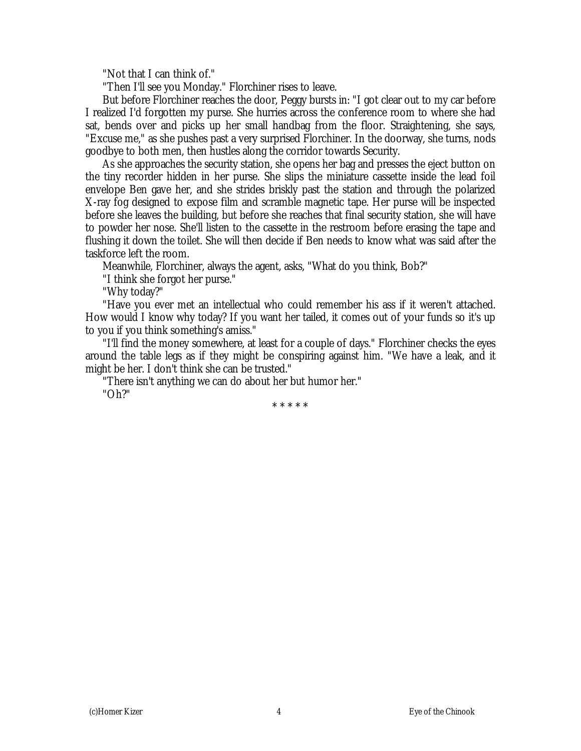"Not that I can think of."

"Then I'll see you Monday." Florchiner rises to leave.

But before Florchiner reaches the door, Peggy bursts in: "I got clear out to my car before I realized I'd forgotten my purse. She hurries across the conference room to where she had sat, bends over and picks up her small handbag from the floor. Straightening, she says, "Excuse me," as she pushes past a very surprised Florchiner. In the doorway, she turns, nods goodbye to both men, then hustles along the corridor towards Security.

As she approaches the security station, she opens her bag and presses the eject button on the tiny recorder hidden in her purse. She slips the miniature cassette inside the lead foil envelope Ben gave her, and she strides briskly past the station and through the polarized X-ray fog designed to expose film and scramble magnetic tape. Her purse will be inspected before she leaves the building, but before she reaches that final security station, she will have to powder her nose. She'll listen to the cassette in the restroom before erasing the tape and flushing it down the toilet. She will then decide if Ben needs to know what was said after the taskforce left the room.

Meanwhile, Florchiner, always the agent, asks, "What do you think, Bob?"

"I think she forgot her purse."

"Why today?"

"Have you ever met an intellectual who could remember his ass if it weren't attached. How would I know why today? If you want her tailed, it comes out of your funds so it's up to you if you think something's amiss."

"I'll find the money somewhere, at least for a couple of days." Florchiner checks the eyes around the table legs as if they might be conspiring against him. "We have a leak, and it might be her. I don't think she can be trusted."

"There isn't anything we can do about her but humor her."

"Oh?"

\* \* \* \* \*